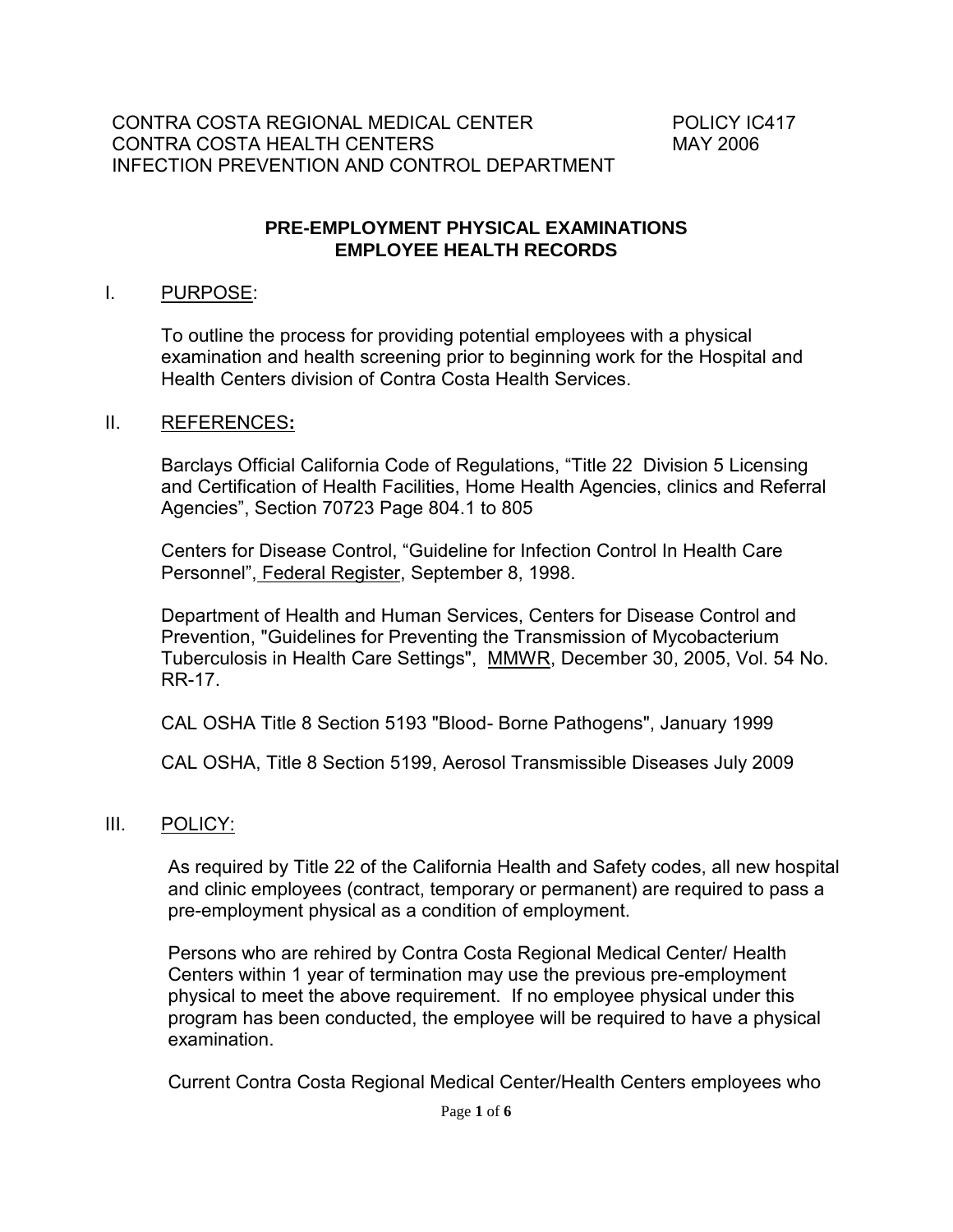CONTRA COSTA REGIONAL MEDICAL CENTER POLICY IC417
CONTRA COSTA HEALTH CENTERS MAY 2006
INFECTION PREVENTION AND CONTROL DEPARTMENT

## PRE-EMPLOYMENT PHYSICAL EXAMINATIONS
## EMPLOYEE HEALTH RECORDS

### I. PURPOSE:

To outline the process for providing potential employees with a physical examination and health screening prior to beginning work for the Hospital and Health Centers division of Contra Costa Health Services.

### II. REFERENCES:

Barclays Official California Code of Regulations, "Title 22 Division 5 Licensing and Certification of Health Facilities, Home Health Agencies, clinics and Referral Agencies", Section 70723 Page 804.1 to 805

Centers for Disease Control, "Guideline for Infection Control In Health Care Personnel", Federal Register, September 8, 1998.

Department of Health and Human Services, Centers for Disease Control and Prevention, "Guidelines for Preventing the Transmission of Mycobacterium Tuberculosis in Health Care Settings", MMWR, December 30, 2005, Vol. 54 No. RR-17.

CAL OSHA Title 8 Section 5193 "Blood- Borne Pathogens", January 1999

CAL OSHA, Title 8 Section 5199, Aerosol Transmissible Diseases July 2009

### III. POLICY:

As required by Title 22 of the California Health and Safety codes, all new hospital and clinic employees (contract, temporary or permanent) are required to pass a pre-employment physical as a condition of employment.

Persons who are rehired by Contra Costa Regional Medical Center/ Health Centers within 1 year of termination may use the previous pre-employment physical to meet the above requirement. If no employee physical under this program has been conducted, the employee will be required to have a physical examination.

Current Contra Costa Regional Medical Center/Health Centers employees who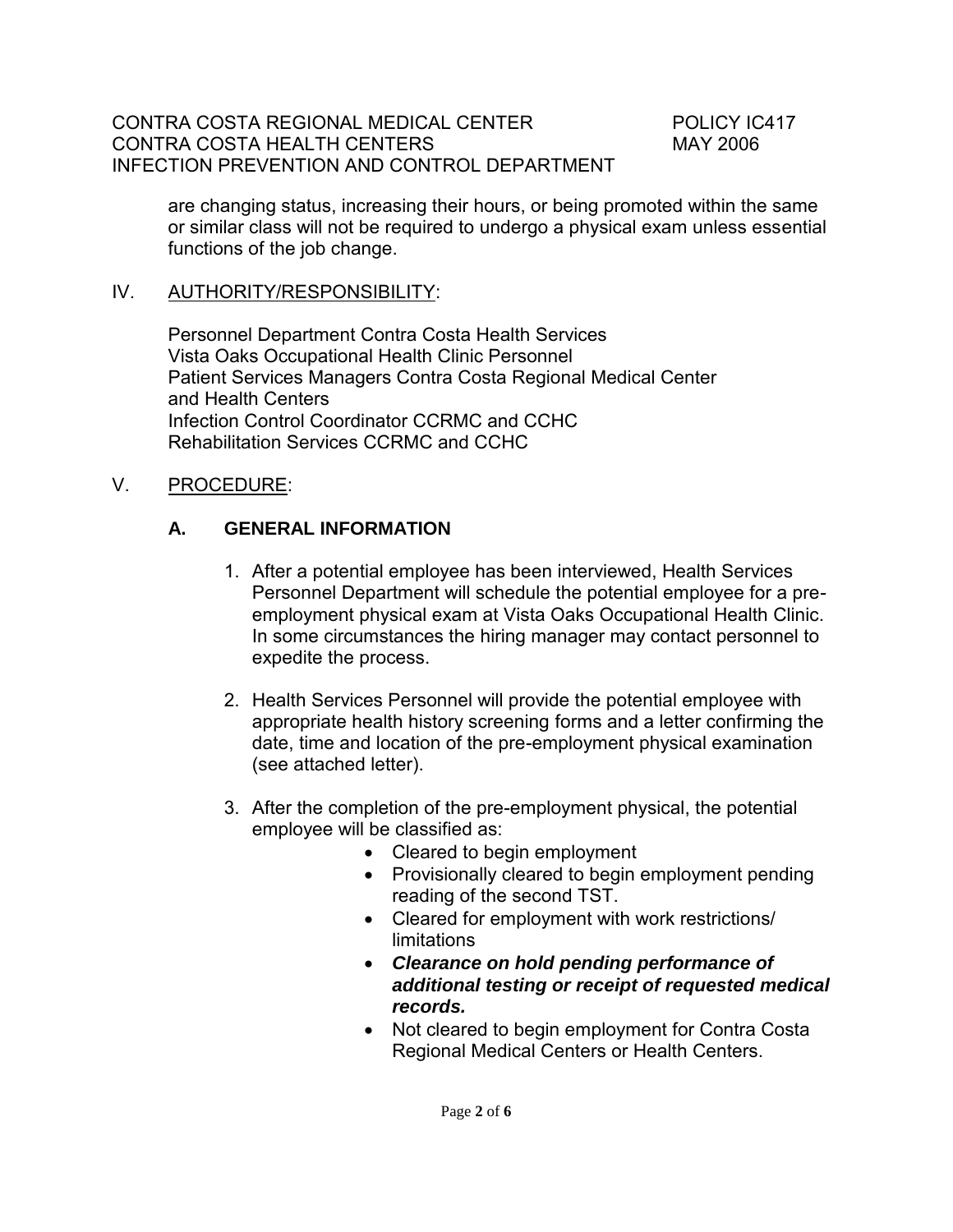are changing status, increasing their hours, or being promoted within the same or similar class will not be required to undergo a physical exam unless essential functions of the job change.

## IV. AUTHORITY/RESPONSIBILITY:

Personnel Department Contra Costa Health Services
Vista Oaks Occupational Health Clinic Personnel
Patient Services Managers Contra Costa Regional Medical Center and Health Centers
Infection Control Coordinator CCRMC and CCHC
Rehabilitation Services CCRMC and CCHC

## V. PROCEDURE:

### A. GENERAL INFORMATION

1. After a potential employee has been interviewed, Health Services Personnel Department will schedule the potential employee for a pre-employment physical exam at Vista Oaks Occupational Health Clinic. In some circumstances the hiring manager may contact personnel to expedite the process.

2. Health Services Personnel will provide the potential employee with appropriate health history screening forms and a letter confirming the date, time and location of the pre-employment physical examination (see attached letter).

3. After the completion of the pre-employment physical, the potential employee will be classified as:
   - Cleared to begin employment
   - Provisionally cleared to begin employment pending reading of the second TST.
   - Cleared for employment with work restrictions/ limitations
   - ***Clearance on hold pending performance of additional testing or receipt of requested medical records.***
   - Not cleared to begin employment for Contra Costa Regional Medical Centers or Health Centers.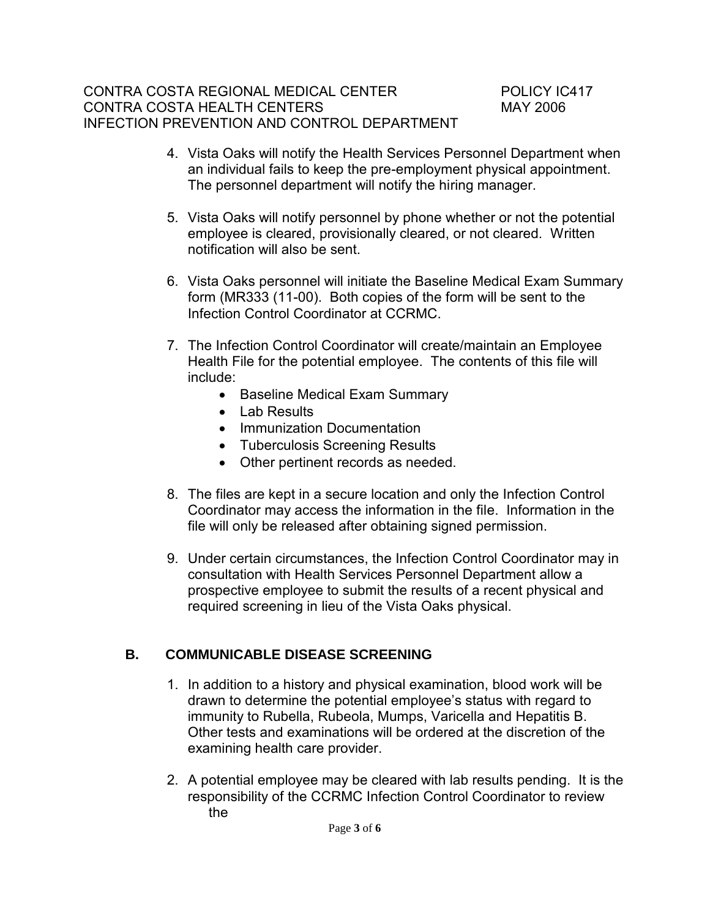4. Vista Oaks will notify the Health Services Personnel Department when an individual fails to keep the pre-employment physical appointment. The personnel department will notify the hiring manager.

5. Vista Oaks will notify personnel by phone whether or not the potential employee is cleared, provisionally cleared, or not cleared. Written notification will also be sent.

6. Vista Oaks personnel will initiate the Baseline Medical Exam Summary form (MR333 (11-00). Both copies of the form will be sent to the Infection Control Coordinator at CCRMC.

7. The Infection Control Coordinator will create/maintain an Employee Health File for the potential employee. The contents of this file will include:
   - Baseline Medical Exam Summary
   - Lab Results
   - Immunization Documentation
   - Tuberculosis Screening Results
   - Other pertinent records as needed.

8. The files are kept in a secure location and only the Infection Control Coordinator may access the information in the file. Information in the file will only be released after obtaining signed permission.

9. Under certain circumstances, the Infection Control Coordinator may in consultation with Health Services Personnel Department allow a prospective employee to submit the results of a recent physical and required screening in lieu of the Vista Oaks physical.

## B. COMMUNICABLE DISEASE SCREENING

1. In addition to a history and physical examination, blood work will be drawn to determine the potential employee's status with regard to immunity to Rubella, Rubeola, Mumps, Varicella and Hepatitis B. Other tests and examinations will be ordered at the discretion of the examining health care provider.

2. A potential employee may be cleared with lab results pending. It is the responsibility of the CCRMC Infection Control Coordinator to review the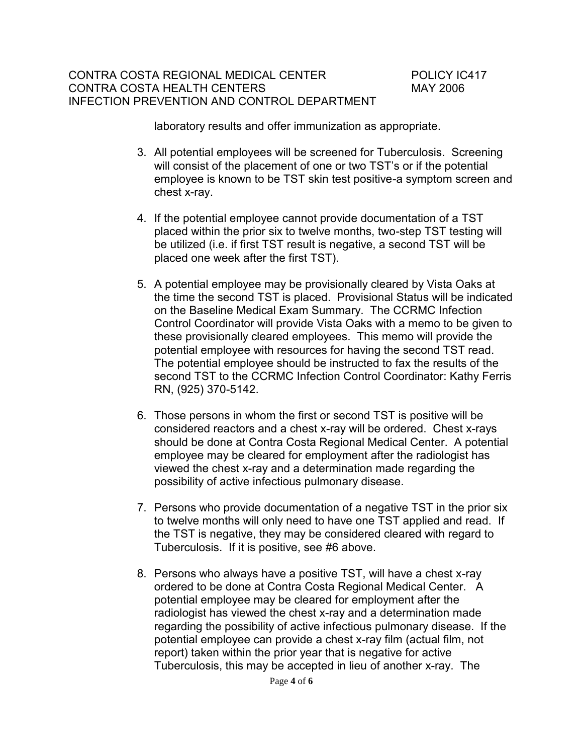laboratory results and offer immunization as appropriate.

3. All potential employees will be screened for Tuberculosis. Screening will consist of the placement of one or two TST's or if the potential employee is known to be TST skin test positive-a symptom screen and chest x-ray.

4. If the potential employee cannot provide documentation of a TST placed within the prior six to twelve months, two-step TST testing will be utilized (i.e. if first TST result is negative, a second TST will be placed one week after the first TST).

5. A potential employee may be provisionally cleared by Vista Oaks at the time the second TST is placed. Provisional Status will be indicated on the Baseline Medical Exam Summary. The CCRMC Infection Control Coordinator will provide Vista Oaks with a memo to be given to these provisionally cleared employees. This memo will provide the potential employee with resources for having the second TST read. The potential employee should be instructed to fax the results of the second TST to the CCRMC Infection Control Coordinator: Kathy Ferris RN, (925) 370-5142.

6. Those persons in whom the first or second TST is positive will be considered reactors and a chest x-ray will be ordered. Chest x-rays should be done at Contra Costa Regional Medical Center. A potential employee may be cleared for employment after the radiologist has viewed the chest x-ray and a determination made regarding the possibility of active infectious pulmonary disease.

7. Persons who provide documentation of a negative TST in the prior six to twelve months will only need to have one TST applied and read. If the TST is negative, they may be considered cleared with regard to Tuberculosis. If it is positive, see #6 above.

8. Persons who always have a positive TST, will have a chest x-ray ordered to be done at Contra Costa Regional Medical Center. A potential employee may be cleared for employment after the radiologist has viewed the chest x-ray and a determination made regarding the possibility of active infectious pulmonary disease. If the potential employee can provide a chest x-ray film (actual film, not report) taken within the prior year that is negative for active Tuberculosis, this may be accepted in lieu of another x-ray. The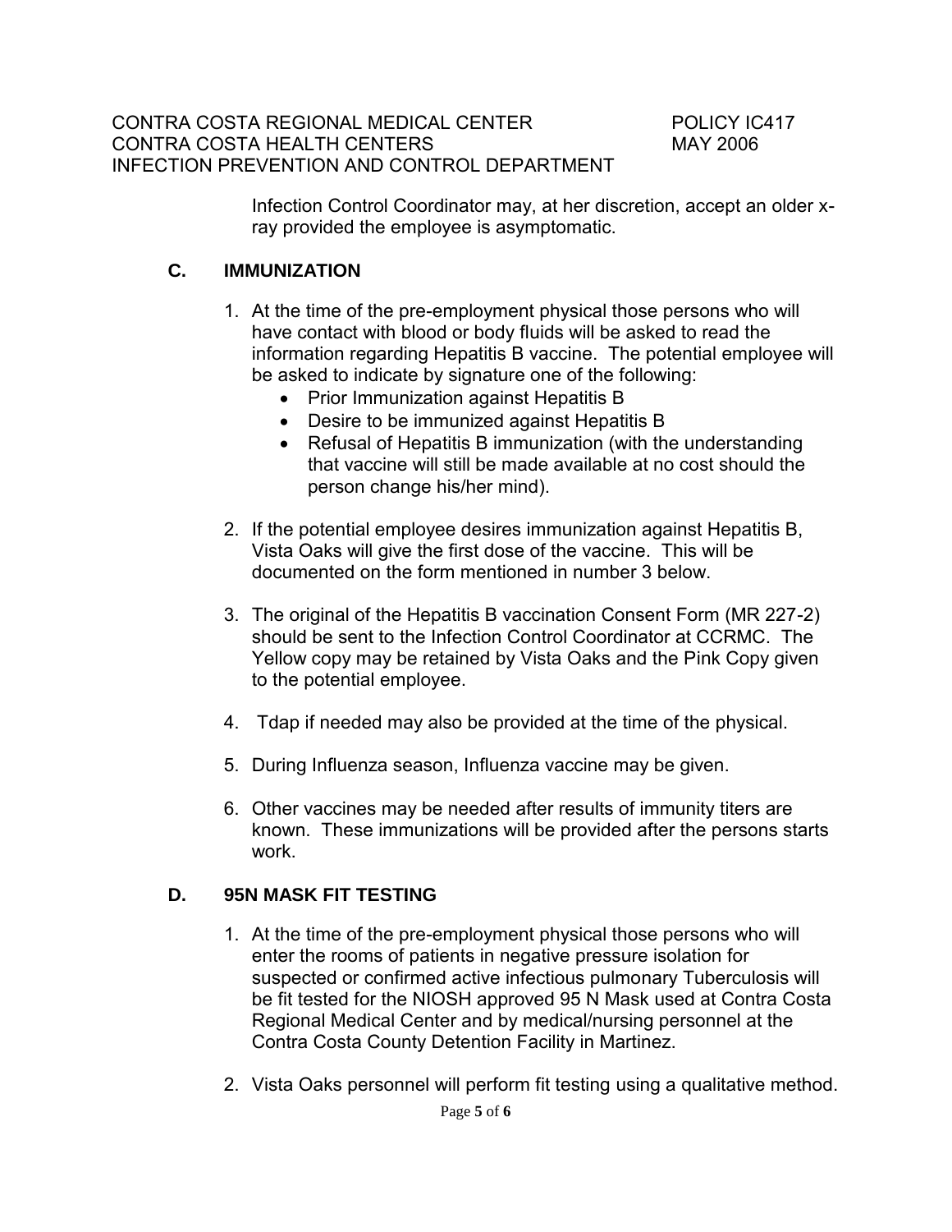Infection Control Coordinator may, at her discretion, accept an older x-ray provided the employee is asymptomatic.

### C. IMMUNIZATION

1. At the time of the pre-employment physical those persons who will have contact with blood or body fluids will be asked to read the information regarding Hepatitis B vaccine. The potential employee will be asked to indicate by signature one of the following:
   - Prior Immunization against Hepatitis B
   - Desire to be immunized against Hepatitis B
   - Refusal of Hepatitis B immunization (with the understanding that vaccine will still be made available at no cost should the person change his/her mind).

2. If the potential employee desires immunization against Hepatitis B, Vista Oaks will give the first dose of the vaccine. This will be documented on the form mentioned in number 3 below.

3. The original of the Hepatitis B vaccination Consent Form (MR 227-2) should be sent to the Infection Control Coordinator at CCRMC. The Yellow copy may be retained by Vista Oaks and the Pink Copy given to the potential employee.

4. Tdap if needed may also be provided at the time of the physical.

5. During Influenza season, Influenza vaccine may be given.

6. Other vaccines may be needed after results of immunity titers are known. These immunizations will be provided after the persons starts work.

### D. 95N MASK FIT TESTING

1. At the time of the pre-employment physical those persons who will enter the rooms of patients in negative pressure isolation for suspected or confirmed active infectious pulmonary Tuberculosis will be fit tested for the NIOSH approved 95 N Mask used at Contra Costa Regional Medical Center and by medical/nursing personnel at the Contra Costa County Detention Facility in Martinez.

2. Vista Oaks personnel will perform fit testing using a qualitative method.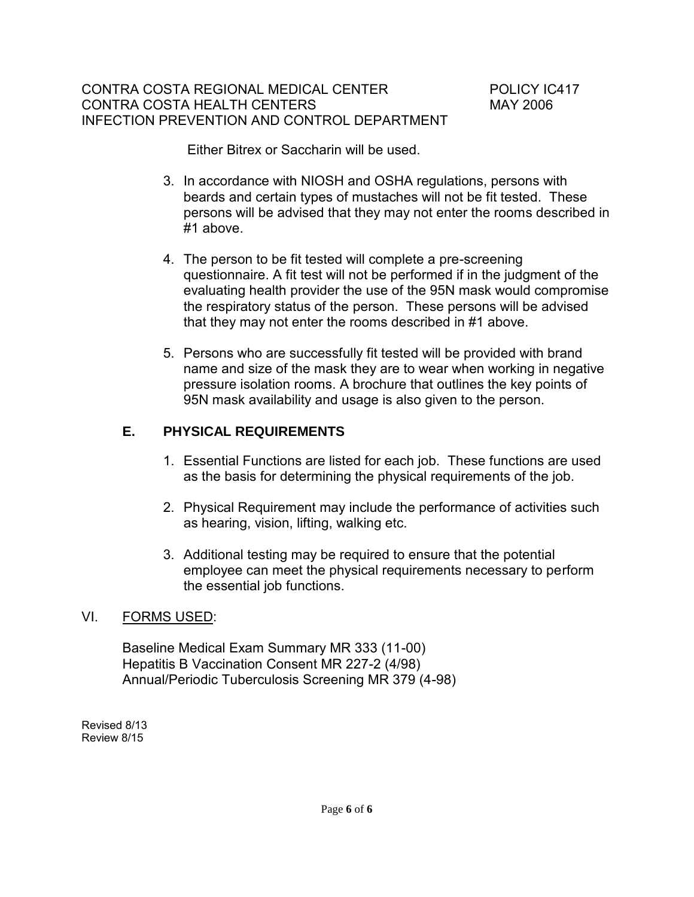Either Bitrex or Saccharin will be used.

3. In accordance with NIOSH and OSHA regulations, persons with beards and certain types of mustaches will not be fit tested. These persons will be advised that they may not enter the rooms described in #1 above.

4. The person to be fit tested will complete a pre-screening questionnaire. A fit test will not be performed if in the judgment of the evaluating health provider the use of the 95N mask would compromise the respiratory status of the person. These persons will be advised that they may not enter the rooms described in #1 above.

5. Persons who are successfully fit tested will be provided with brand name and size of the mask they are to wear when working in negative pressure isolation rooms. A brochure that outlines the key points of 95N mask availability and usage is also given to the person.

### E. PHYSICAL REQUIREMENTS

1. Essential Functions are listed for each job. These functions are used as the basis for determining the physical requirements of the job.

2. Physical Requirement may include the performance of activities such as hearing, vision, lifting, walking etc.

3. Additional testing may be required to ensure that the potential employee can meet the physical requirements necessary to perform the essential job functions.

## VI. FORMS USED:

Baseline Medical Exam Summary MR 333 (11-00)
Hepatitis B Vaccination Consent MR 227-2 (4/98)
Annual/Periodic Tuberculosis Screening MR 379 (4-98)

Revised 8/13
Review 8/15